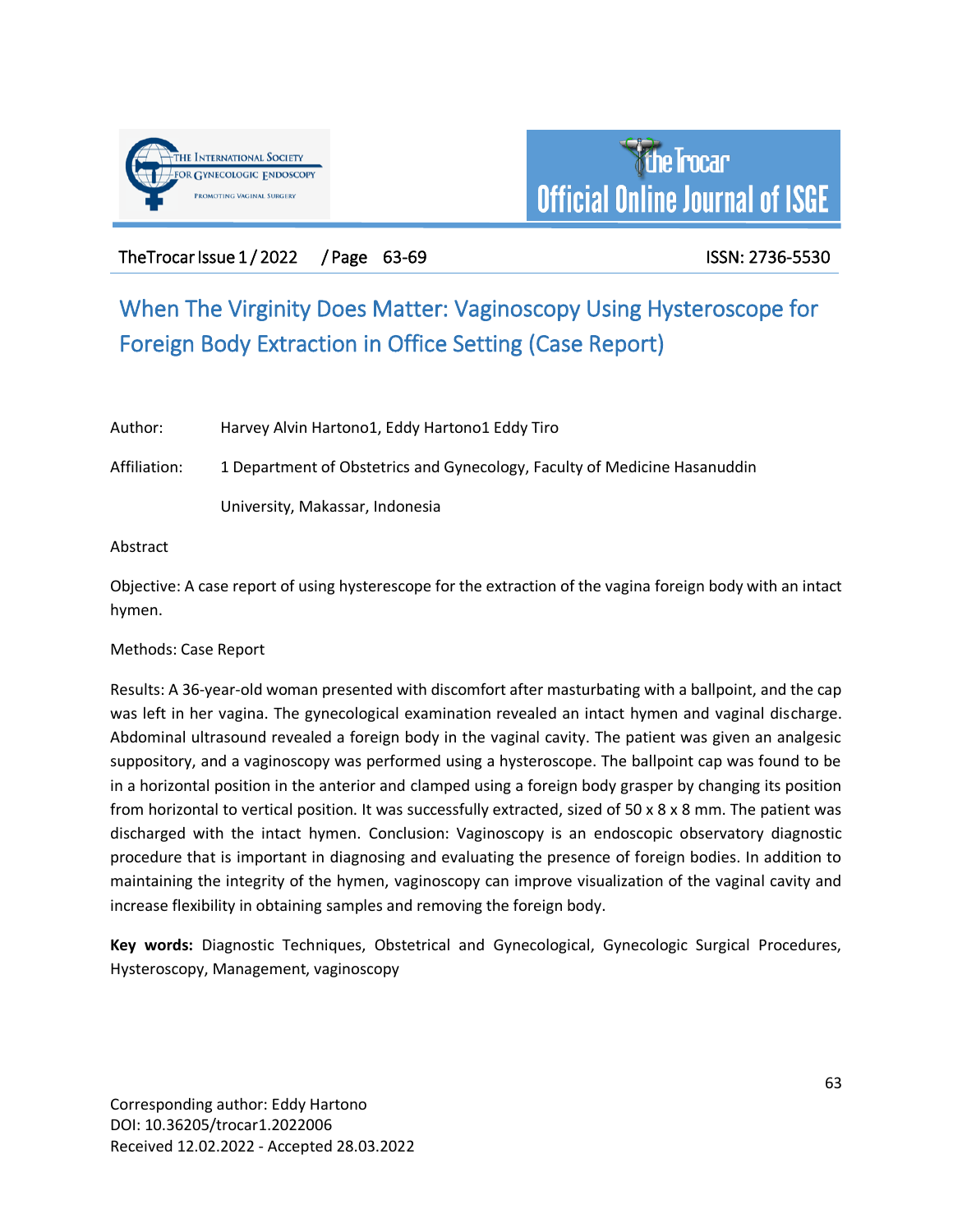# When The Virginity Does Matter: Vaginoscopy Using Hysteroscope for Foreign Body Extraction in Office Setting (Case Report)

Author: Harvey Alvin Hartono1, Eddy Hartono1 Eddy Tiro

Affiliation: 1 Department of Obstetrics and Gynecology, Faculty of Medicine Hasanuddin University, Makassar, Indonesia

Abstract

Objective: A case report of using hysterescope for the extraction of the vagina foreign body with an intact hymen.

Methods: Case Report

Results: A 36-year-old woman presented with discomfort after masturbating with a ballpoint, and the cap was left in her vagina. The gynecological examination revealed an intact hymen and vaginal discharge. Abdominal ultrasound revealed a foreign body in the vaginal cavity. The patient was given an analgesic suppository, and a vaginoscopy was performed using a hysteroscope. The ballpoint cap was found to be in a horizontal position in the anterior and clamped using a foreign body grasper by changing its position from horizontal to vertical position. It was successfully extracted, sized of 50 x 8 x 8 mm. The patient was discharged with the intact hymen. Conclusion: Vaginoscopy is an endoscopic observatory diagnostic procedure that is important in diagnosing and evaluating the presence of foreign bodies. In addition to maintaining the integrity of the hymen, vaginoscopy can improve visualization of the vaginal cavity and increase flexibility in obtaining samples and removing the foreign body.

**Key words:** Diagnostic Techniques, Obstetrical and Gynecological, Gynecologic Surgical Procedures, Hysteroscopy, Management, vaginoscopy

Corresponding author: Eddy Hartono
DOI: 10.36205/trocar1.2022006
Received 12.02.2022 - Accepted 28.03.2022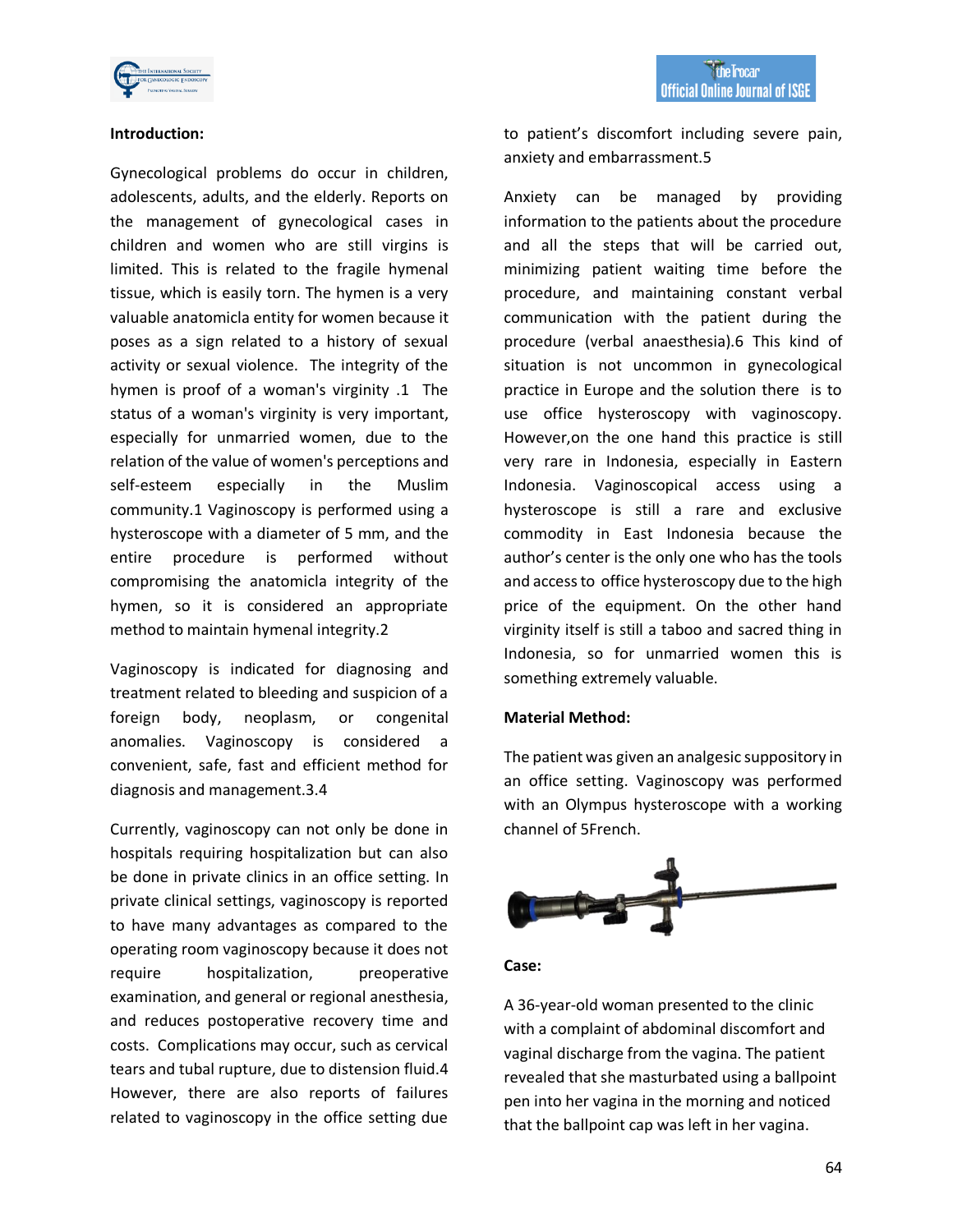**Introduction:**

Gynecological problems do occur in children, adolescents, adults, and the elderly. Reports on the management of gynecological cases in children and women who are still virgins is limited. This is related to the fragile hymenal tissue, which is easily torn. The hymen is a very valuable anatomicla entity for women because it poses as a sign related to a history of sexual activity or sexual violence. The integrity of the hymen is proof of a woman's virginity .1 The status of a woman's virginity is very important, especially for unmarried women, due to the relation of the value of women's perceptions and self-esteem especially in the Muslim community.1 Vaginoscopy is performed using a hysteroscope with a diameter of 5 mm, and the entire procedure is performed without compromising the anatomicla integrity of the hymen, so it is considered an appropriate method to maintain hymenal integrity.2

Vaginoscopy is indicated for diagnosing and treatment related to bleeding and suspicion of a foreign body, neoplasm, or congenital anomalies. Vaginoscopy is considered a convenient, safe, fast and efficient method for diagnosis and management.3.4

Currently, vaginoscopy can not only be done in hospitals requiring hospitalization but can also be done in private clinics in an office setting. In private clinical settings, vaginoscopy is reported to have many advantages as compared to the operating room vaginoscopy because it does not require hospitalization, preoperative examination, and general or regional anesthesia, and reduces postoperative recovery time and costs. Complications may occur, such as cervical tears and tubal rupture, due to distension fluid.4 However, there are also reports of failures related to vaginoscopy in the office setting due to patient's discomfort including severe pain, anxiety and embarrassment.5

Anxiety can be managed by providing information to the patients about the procedure and all the steps that will be carried out, minimizing patient waiting time before the procedure, and maintaining constant verbal communication with the patient during the procedure (verbal anaesthesia).6 This kind of situation is not uncommon in gynecological practice in Europe and the solution there is to use office hysteroscopy with vaginoscopy. However,on the one hand this practice is still very rare in Indonesia, especially in Eastern Indonesia. Vaginoscopical access using a hysteroscope is still a rare and exclusive commodity in East Indonesia because the author's center is the only one who has the tools and access to office hysteroscopy due to the high price of the equipment. On the other hand virginity itself is still a taboo and sacred thing in Indonesia, so for unmarried women this is something extremely valuable.

**Material Method:**

The patient was given an analgesic suppository in an office setting. Vaginoscopy was performed with an Olympus hysteroscope with a working channel of 5French.

**Case:**

A 36-year-old woman presented to the clinic with a complaint of abdominal discomfort and vaginal discharge from the vagina. The patient revealed that she masturbated using a ballpoint pen into her vagina in the morning and noticed that the ballpoint cap was left in her vagina.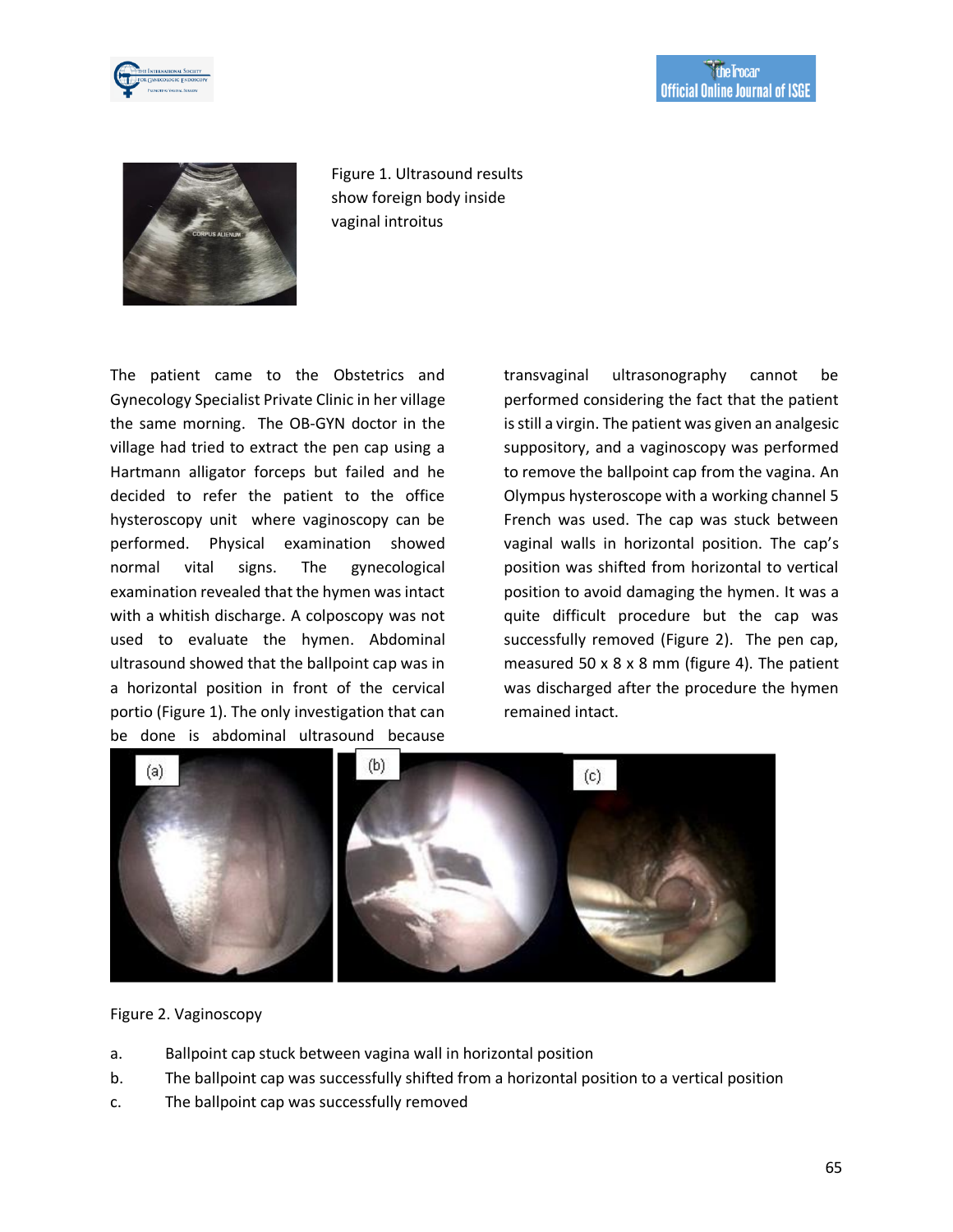Figure 1. Ultrasound results show foreign body inside vaginal introitus

The patient came to the Obstetrics and Gynecology Specialist Private Clinic in her village the same morning. The OB-GYN doctor in the village had tried to extract the pen cap using a Hartmann alligator forceps but failed and he decided to refer the patient to the office hysteroscopy unit where vaginoscopy can be performed. Physical examination showed normal vital signs. The gynecological examination revealed that the hymen was intact with a whitish discharge. A colposcopy was not used to evaluate the hymen. Abdominal ultrasound showed that the ballpoint cap was in a horizontal position in front of the cervical portio (Figure 1). The only investigation that can be done is abdominal ultrasound because transvaginal ultrasonography cannot be performed considering the fact that the patient is still a virgin. The patient was given an analgesic suppository, and a vaginoscopy was performed to remove the ballpoint cap from the vagina. An Olympus hysteroscope with a working channel 5 French was used. The cap was stuck between vaginal walls in horizontal position. The cap's position was shifted from horizontal to vertical position to avoid damaging the hymen. It was a quite difficult procedure but the cap was successfully removed (Figure 2). The pen cap, measured 50 x 8 x 8 mm (figure 4). The patient was discharged after the procedure the hymen remained intact.

Figure 2. Vaginoscopy

a. Ballpoint cap stuck between vagina wall in horizontal position
b. The ballpoint cap was successfully shifted from a horizontal position to a vertical position
c. The ballpoint cap was successfully removed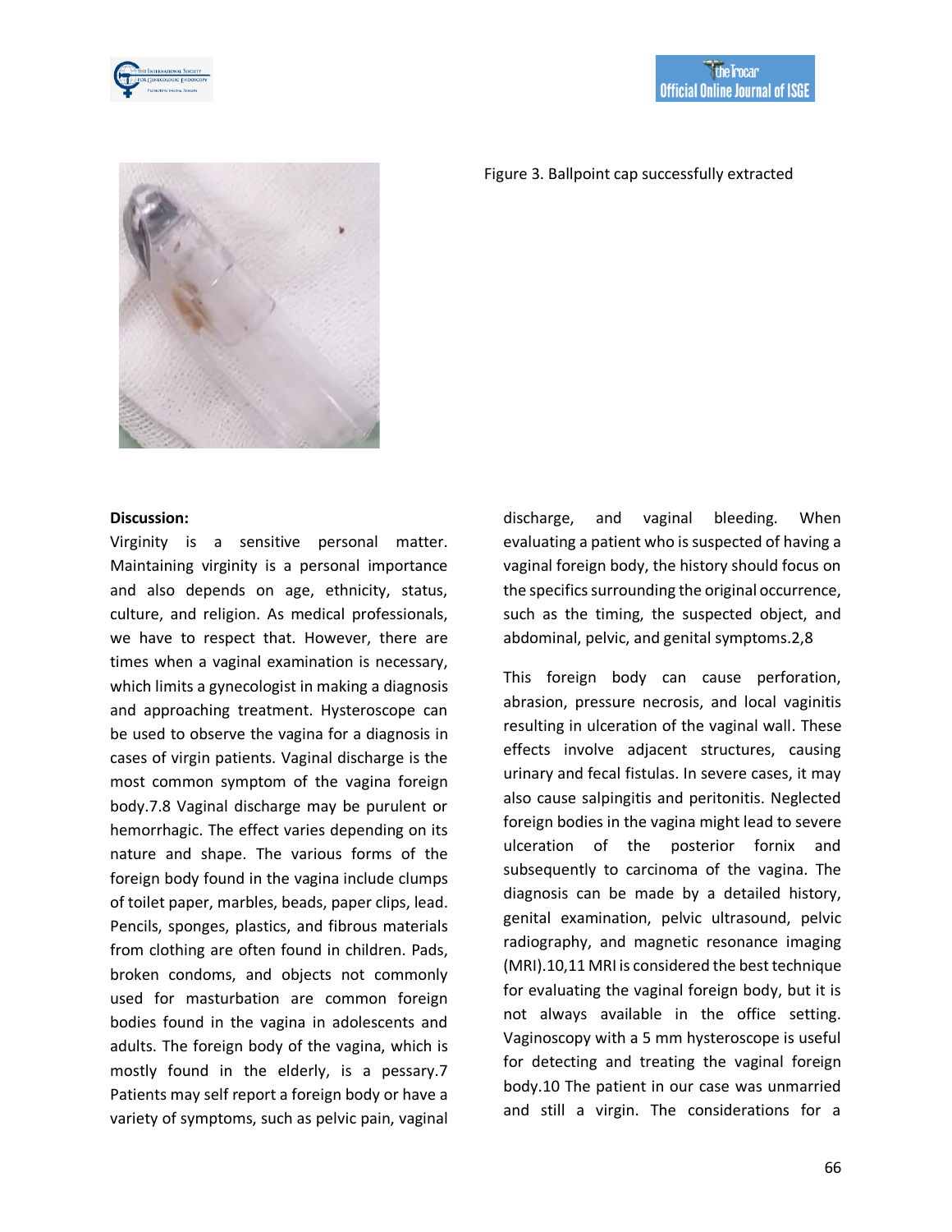Figure 3. Ballpoint cap successfully extracted

**Discussion:**

Virginity is a sensitive personal matter. Maintaining virginity is a personal importance and also depends on age, ethnicity, status, culture, and religion. As medical professionals, we have to respect that. However, there are times when a vaginal examination is necessary, which limits a gynecologist in making a diagnosis and approaching treatment. Hysteroscope can be used to observe the vagina for a diagnosis in cases of virgin patients. Vaginal discharge is the most common symptom of the vagina foreign body.7.8 Vaginal discharge may be purulent or hemorrhagic. The effect varies depending on its nature and shape. The various forms of the foreign body found in the vagina include clumps of toilet paper, marbles, beads, paper clips, lead. Pencils, sponges, plastics, and fibrous materials from clothing are often found in children. Pads, broken condoms, and objects not commonly used for masturbation are common foreign bodies found in the vagina in adolescents and adults. The foreign body of the vagina, which is mostly found in the elderly, is a pessary.7 Patients may self report a foreign body or have a variety of symptoms, such as pelvic pain, vaginal discharge, and vaginal bleeding. When evaluating a patient who is suspected of having a vaginal foreign body, the history should focus on the specifics surrounding the original occurrence, such as the timing, the suspected object, and abdominal, pelvic, and genital symptoms.2,8

This foreign body can cause perforation, abrasion, pressure necrosis, and local vaginitis resulting in ulceration of the vaginal wall. These effects involve adjacent structures, causing urinary and fecal fistulas. In severe cases, it may also cause salpingitis and peritonitis. Neglected foreign bodies in the vagina might lead to severe ulceration of the posterior fornix and subsequently to carcinoma of the vagina. The diagnosis can be made by a detailed history, genital examination, pelvic ultrasound, pelvic radiography, and magnetic resonance imaging (MRI).10,11 MRI is considered the best technique for evaluating the vaginal foreign body, but it is not always available in the office setting. Vaginoscopy with a 5 mm hysteroscope is useful for detecting and treating the vaginal foreign body.10 The patient in our case was unmarried and still a virgin. The considerations for a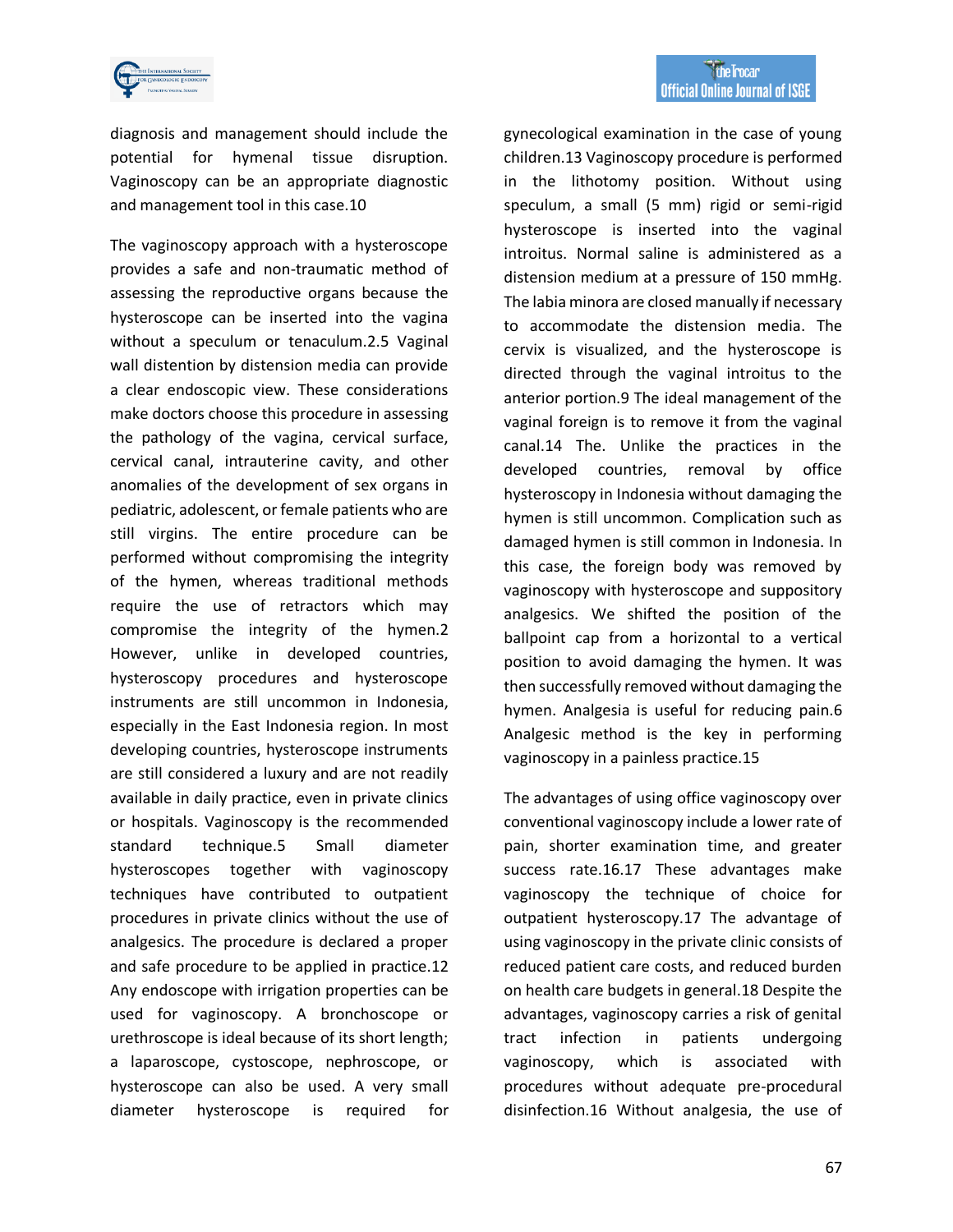diagnosis and management should include the potential for hymenal tissue disruption. Vaginoscopy can be an appropriate diagnostic and management tool in this case.10

The vaginoscopy approach with a hysteroscope provides a safe and non-traumatic method of assessing the reproductive organs because the hysteroscope can be inserted into the vagina without a speculum or tenaculum.2.5 Vaginal wall distention by distension media can provide a clear endoscopic view. These considerations make doctors choose this procedure in assessing the pathology of the vagina, cervical surface, cervical canal, intrauterine cavity, and other anomalies of the development of sex organs in pediatric, adolescent, or female patients who are still virgins. The entire procedure can be performed without compromising the integrity of the hymen, whereas traditional methods require the use of retractors which may compromise the integrity of the hymen.2 However, unlike in developed countries, hysteroscopy procedures and hysteroscope instruments are still uncommon in Indonesia, especially in the East Indonesia region. In most developing countries, hysteroscope instruments are still considered a luxury and are not readily available in daily practice, even in private clinics or hospitals. Vaginoscopy is the recommended standard technique.5 Small diameter hysteroscopes together with vaginoscopy techniques have contributed to outpatient procedures in private clinics without the use of analgesics. The procedure is declared a proper and safe procedure to be applied in practice.12 Any endoscope with irrigation properties can be used for vaginoscopy. A bronchoscope or urethroscope is ideal because of its short length; a laparoscope, cystoscope, nephroscope, or hysteroscope can also be used. A very small diameter hysteroscope is required for gynecological examination in the case of young children.13 Vaginoscopy procedure is performed in the lithotomy position. Without using speculum, a small (5 mm) rigid or semi-rigid hysteroscope is inserted into the vaginal introitus. Normal saline is administered as a distension medium at a pressure of 150 mmHg. The labia minora are closed manually if necessary to accommodate the distension media. The cervix is visualized, and the hysteroscope is directed through the vaginal introitus to the anterior portion.9 The ideal management of the vaginal foreign is to remove it from the vaginal canal.14 The. Unlike the practices in the developed countries, removal by office hysteroscopy in Indonesia without damaging the hymen is still uncommon. Complication such as damaged hymen is still common in Indonesia. In this case, the foreign body was removed by vaginoscopy with hysteroscope and suppository analgesics. We shifted the position of the ballpoint cap from a horizontal to a vertical position to avoid damaging the hymen. It was then successfully removed without damaging the hymen. Analgesia is useful for reducing pain.6 Analgesic method is the key in performing vaginoscopy in a painless practice.15

The advantages of using office vaginoscopy over conventional vaginoscopy include a lower rate of pain, shorter examination time, and greater success rate.16.17 These advantages make vaginoscopy the technique of choice for outpatient hysteroscopy.17 The advantage of using vaginoscopy in the private clinic consists of reduced patient care costs, and reduced burden on health care budgets in general.18 Despite the advantages, vaginoscopy carries a risk of genital tract infection in patients undergoing vaginoscopy, which is associated with procedures without adequate pre-procedural disinfection.16 Without analgesia, the use of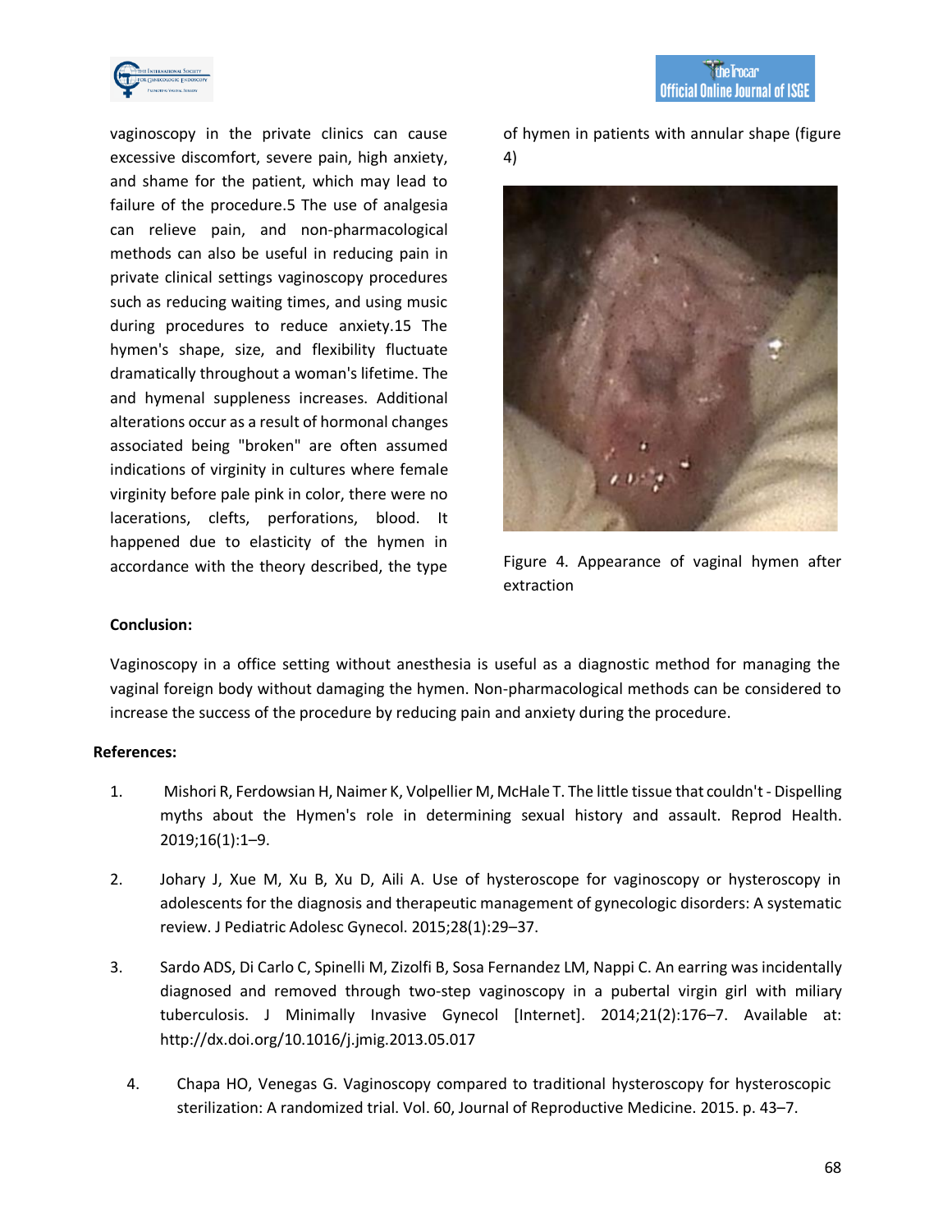vaginoscopy in the private clinics can cause excessive discomfort, severe pain, high anxiety, and shame for the patient, which may lead to failure of the procedure.5 The use of analgesia can relieve pain, and non-pharmacological methods can also be useful in reducing pain in private clinical settings vaginoscopy procedures such as reducing waiting times, and using music during procedures to reduce anxiety.15 The hymen's shape, size, and flexibility fluctuate dramatically throughout a woman's lifetime. The and hymenal suppleness increases. Additional alterations occur as a result of hormonal changes associated being "broken" are often assumed indications of virginity in cultures where female virginity before pale pink in color, there were no lacerations, clefts, perforations, blood. It happened due to elasticity of the hymen in accordance with the theory described, the type of hymen in patients with annular shape (figure 4)

Figure 4. Appearance of vaginal hymen after extraction

**Conclusion:**

Vaginoscopy in a office setting without anesthesia is useful as a diagnostic method for managing the vaginal foreign body without damaging the hymen. Non-pharmacological methods can be considered to increase the success of the procedure by reducing pain and anxiety during the procedure.

**References:**

1. Mishori R, Ferdowsian H, Naimer K, Volpellier M, McHale T. The little tissue that couldn't - Dispelling myths about the Hymen's role in determining sexual history and assault. Reprod Health. 2019;16(1):1–9.

2. Johary J, Xue M, Xu B, Xu D, Aili A. Use of hysteroscope for vaginoscopy or hysteroscopy in adolescents for the diagnosis and therapeutic management of gynecologic disorders: A systematic review. J Pediatric Adolesc Gynecol. 2015;28(1):29–37.

3. Sardo ADS, Di Carlo C, Spinelli M, Zizolfi B, Sosa Fernandez LM, Nappi C. An earring was incidentally diagnosed and removed through two-step vaginoscopy in a pubertal virgin girl with miliary tuberculosis. J Minimally Invasive Gynecol [Internet]. 2014;21(2):176–7. Available at: http://dx.doi.org/10.1016/j.jmig.2013.05.017

4. Chapa HO, Venegas G. Vaginoscopy compared to traditional hysteroscopy for hysteroscopic sterilization: A randomized trial. Vol. 60, Journal of Reproductive Medicine. 2015. p. 43–7.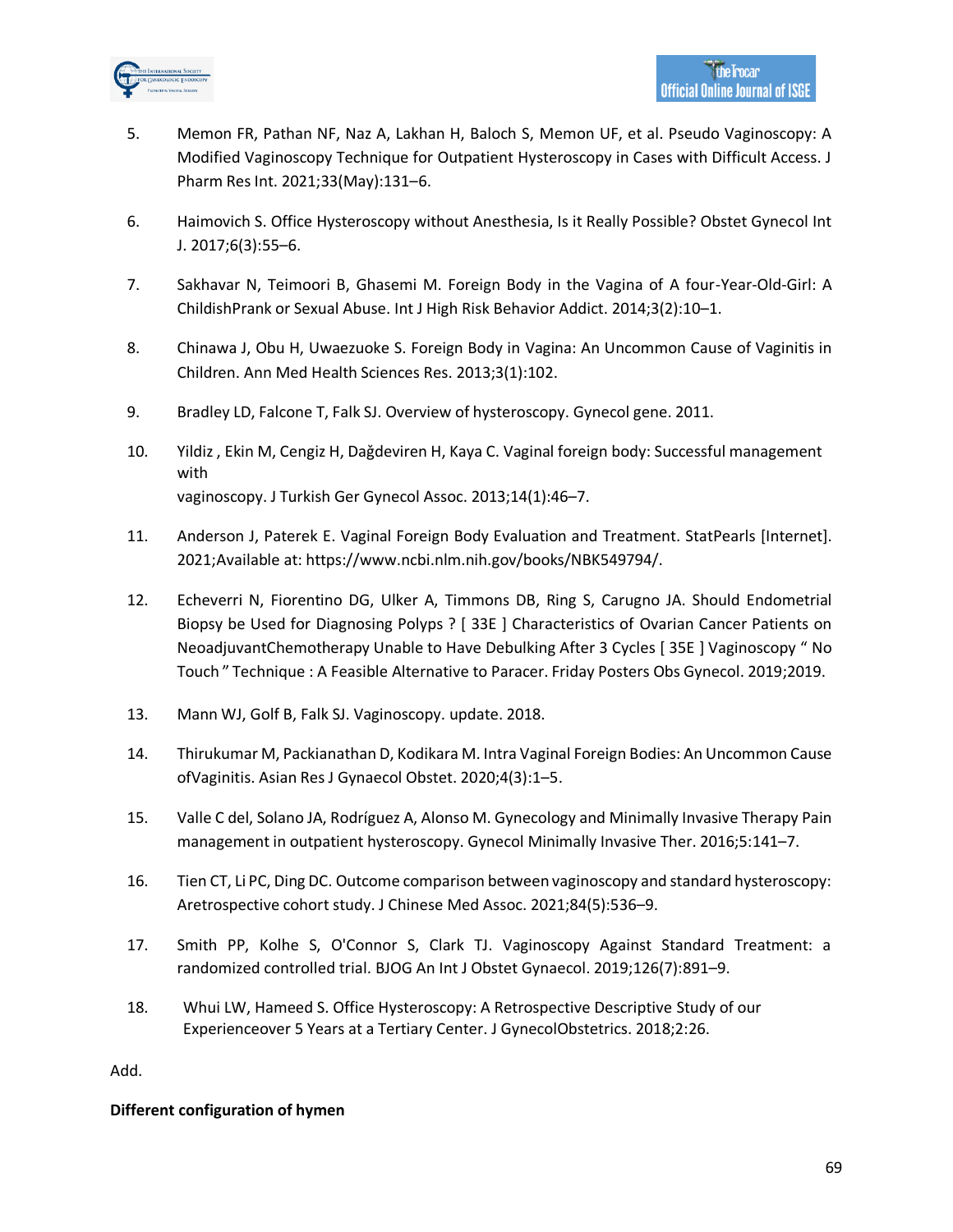5. Memon FR, Pathan NF, Naz A, Lakhan H, Baloch S, Memon UF, et al. Pseudo Vaginoscopy: A Modified Vaginoscopy Technique for Outpatient Hysteroscopy in Cases with Difficult Access. J Pharm Res Int. 2021;33(May):131–6.

6. Haimovich S. Office Hysteroscopy without Anesthesia, Is it Really Possible? Obstet Gynecol Int J. 2017;6(3):55–6.

7. Sakhavar N, Teimoori B, Ghasemi M. Foreign Body in the Vagina of A four-Year-Old-Girl: A ChildishPrank or Sexual Abuse. Int J High Risk Behavior Addict. 2014;3(2):10–1.

8. Chinawa J, Obu H, Uwaezuoke S. Foreign Body in Vagina: An Uncommon Cause of Vaginitis in Children. Ann Med Health Sciences Res. 2013;3(1):102.

9. Bradley LD, Falcone T, Falk SJ. Overview of hysteroscopy. Gynecol gene. 2011.

10. Yildiz , Ekin M, Cengiz H, Dağdeviren H, Kaya C. Vaginal foreign body: Successful management with vaginoscopy. J Turkish Ger Gynecol Assoc. 2013;14(1):46–7.

11. Anderson J, Paterek E. Vaginal Foreign Body Evaluation and Treatment. StatPearls [Internet]. 2021;Available at: https://www.ncbi.nlm.nih.gov/books/NBK549794/.

12. Echeverri N, Fiorentino DG, Ulker A, Timmons DB, Ring S, Carugno JA. Should Endometrial Biopsy be Used for Diagnosing Polyps ? [ 33E ] Characteristics of Ovarian Cancer Patients on NeoadjuvantChemotherapy Unable to Have Debulking After 3 Cycles [ 35E ] Vaginoscopy " No Touch " Technique : A Feasible Alternative to Paracer. Friday Posters Obs Gynecol. 2019;2019.

13. Mann WJ, Golf B, Falk SJ. Vaginoscopy. update. 2018.

14. Thirukumar M, Packianathan D, Kodikara M. Intra Vaginal Foreign Bodies: An Uncommon Cause ofVaginitis. Asian Res J Gynaecol Obstet. 2020;4(3):1–5.

15. Valle C del, Solano JA, Rodríguez A, Alonso M. Gynecology and Minimally Invasive Therapy Pain management in outpatient hysteroscopy. Gynecol Minimally Invasive Ther. 2016;5:141–7.

16. Tien CT, Li PC, Ding DC. Outcome comparison between vaginoscopy and standard hysteroscopy: Aretrospective cohort study. J Chinese Med Assoc. 2021;84(5):536–9.

17. Smith PP, Kolhe S, O'Connor S, Clark TJ. Vaginoscopy Against Standard Treatment: a randomized controlled trial. BJOG An Int J Obstet Gynaecol. 2019;126(7):891–9.

18. Whui LW, Hameed S. Office Hysteroscopy: A Retrospective Descriptive Study of our Experienceover 5 Years at a Tertiary Center. J GynecolObstetrics. 2018;2:26.

Add.

**Different configuration of hymen**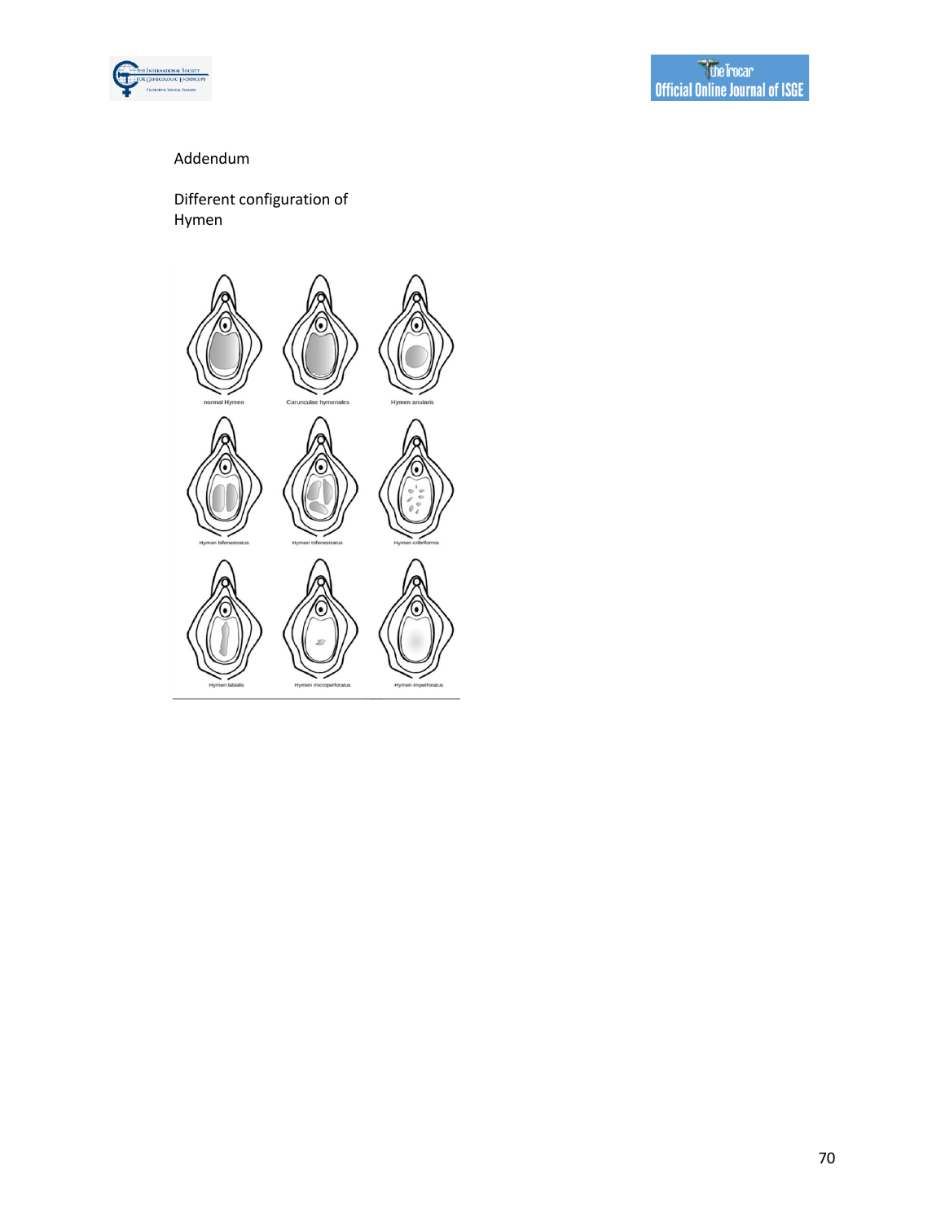Addendum

Different configuration of Hymen

normal Hymen

Carunculae hymenales

Hymen anularis

Hymen bifenestratus

Hymen trifenestratus

Hymen cribriformis

Hymen labialis

Hymen microperforatus

Hymen imperforatus